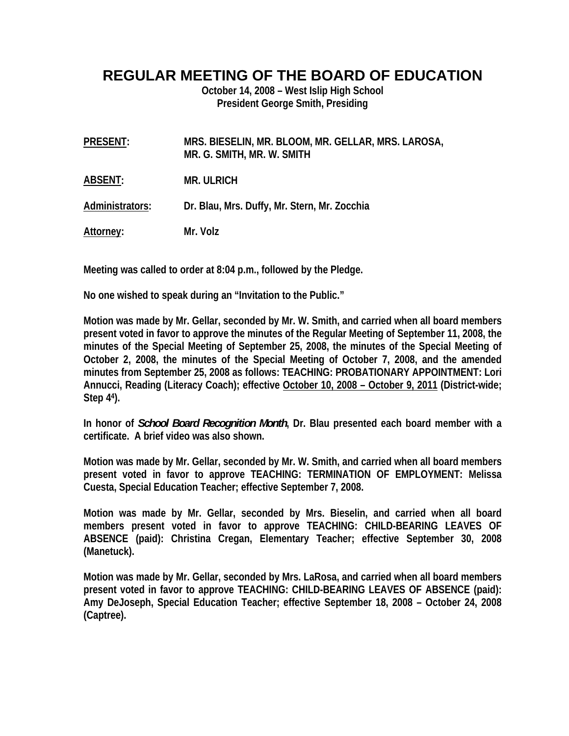# REGULAR MEETING OF THE BOARD OF EDUCATION

**October 14, 2008 – West Islip High School**
**President George Smith, Presiding**

**PRESENT:** MRS. BIESELIN, MR. BLOOM, MR. GELLAR, MRS. LAROSA, MR. G. SMITH, MR. W. SMITH

**ABSENT:** MR. ULRICH

**Administrators:** Dr. Blau, Mrs. Duffy, Mr. Stern, Mr. Zocchia

**Attorney:** Mr. Volz

**Meeting was called to order at 8:04 p.m., followed by the Pledge.**

**No one wished to speak during an "Invitation to the Public."**

**Motion was made by Mr. Gellar, seconded by Mr. W. Smith, and carried when all board members present voted in favor to approve the minutes of the Regular Meeting of September 11, 2008, the minutes of the Special Meeting of September 25, 2008, the minutes of the Special Meeting of October 2, 2008, the minutes of the Special Meeting of October 7, 2008, and the amended minutes from September 25, 2008 as follows: TEACHING: PROBATIONARY APPOINTMENT: Lori Annucci, Reading (Literacy Coach); effective October 10, 2008 – October 9, 2011 (District-wide; Step 4[4]).**

**In honor of *School Board Recognition Month*, Dr. Blau presented each board member with a certificate. A brief video was also shown.**

**Motion was made by Mr. Gellar, seconded by Mr. W. Smith, and carried when all board members present voted in favor to approve TEACHING: TERMINATION OF EMPLOYMENT: Melissa Cuesta, Special Education Teacher; effective September 7, 2008.**

**Motion was made by Mr. Gellar, seconded by Mrs. Bieselin, and carried when all board members present voted in favor to approve TEACHING: CHILD-BEARING LEAVES OF ABSENCE (paid): Christina Cregan, Elementary Teacher; effective September 30, 2008 (Manetuck).**

**Motion was made by Mr. Gellar, seconded by Mrs. LaRosa, and carried when all board members present voted in favor to approve TEACHING: CHILD-BEARING LEAVES OF ABSENCE (paid): Amy DeJoseph, Special Education Teacher; effective September 18, 2008 – October 24, 2008 (Captree).**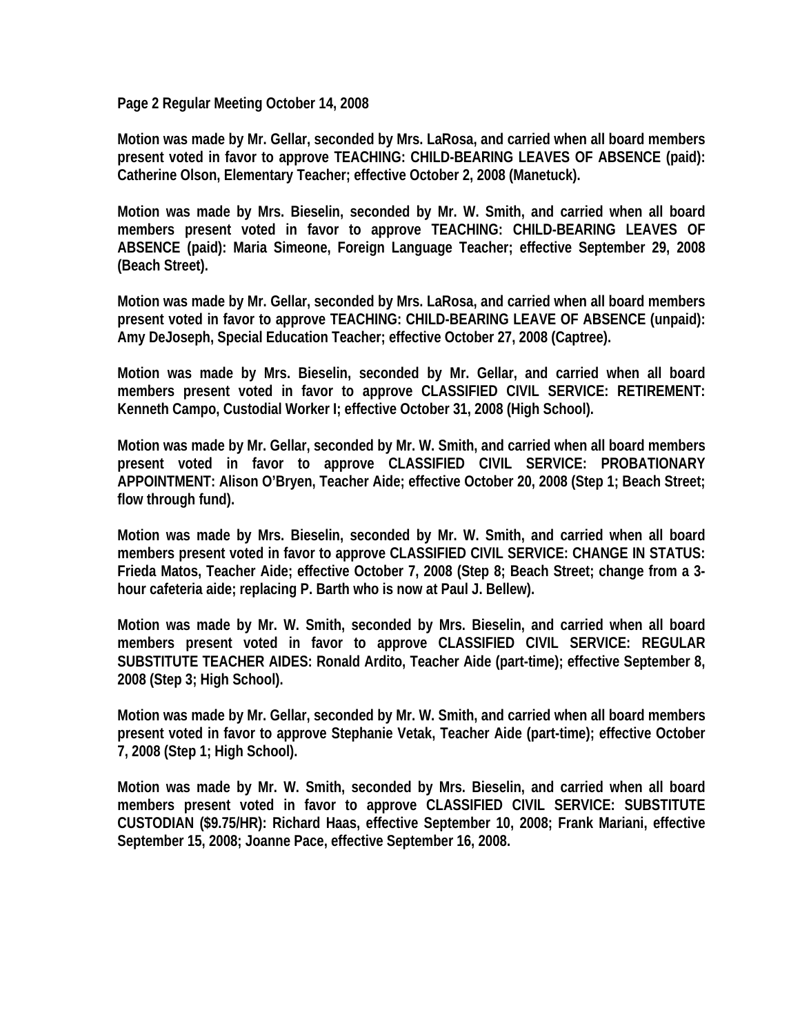**Page 2 Regular Meeting October 14, 2008**

**Motion was made by Mr. Gellar, seconded by Mrs. LaRosa, and carried when all board members present voted in favor to approve TEACHING: CHILD-BEARING LEAVES OF ABSENCE (paid): Catherine Olson, Elementary Teacher; effective October 2, 2008 (Manetuck).**

**Motion was made by Mrs. Bieselin, seconded by Mr. W. Smith, and carried when all board members present voted in favor to approve TEACHING: CHILD-BEARING LEAVES OF ABSENCE (paid): Maria Simeone, Foreign Language Teacher; effective September 29, 2008 (Beach Street).**

**Motion was made by Mr. Gellar, seconded by Mrs. LaRosa, and carried when all board members present voted in favor to approve TEACHING: CHILD-BEARING LEAVE OF ABSENCE (unpaid): Amy DeJoseph, Special Education Teacher; effective October 27, 2008 (Captree).**

**Motion was made by Mrs. Bieselin, seconded by Mr. Gellar, and carried when all board members present voted in favor to approve CLASSIFIED CIVIL SERVICE: RETIREMENT: Kenneth Campo, Custodial Worker I; effective October 31, 2008 (High School).**

**Motion was made by Mr. Gellar, seconded by Mr. W. Smith, and carried when all board members present voted in favor to approve CLASSIFIED CIVIL SERVICE: PROBATIONARY APPOINTMENT: Alison O'Bryen, Teacher Aide; effective October 20, 2008 (Step 1; Beach Street; flow through fund).**

**Motion was made by Mrs. Bieselin, seconded by Mr. W. Smith, and carried when all board members present voted in favor to approve CLASSIFIED CIVIL SERVICE: CHANGE IN STATUS: Frieda Matos, Teacher Aide; effective October 7, 2008 (Step 8; Beach Street; change from a 3-hour cafeteria aide; replacing P. Barth who is now at Paul J. Bellew).**

**Motion was made by Mr. W. Smith, seconded by Mrs. Bieselin, and carried when all board members present voted in favor to approve CLASSIFIED CIVIL SERVICE: REGULAR SUBSTITUTE TEACHER AIDES: Ronald Ardito, Teacher Aide (part-time); effective September 8, 2008 (Step 3; High School).**

**Motion was made by Mr. Gellar, seconded by Mr. W. Smith, and carried when all board members present voted in favor to approve Stephanie Vetak, Teacher Aide (part-time); effective October 7, 2008 (Step 1; High School).**

**Motion was made by Mr. W. Smith, seconded by Mrs. Bieselin, and carried when all board members present voted in favor to approve CLASSIFIED CIVIL SERVICE: SUBSTITUTE CUSTODIAN ($9.75/HR): Richard Haas, effective September 10, 2008; Frank Mariani, effective September 15, 2008; Joanne Pace, effective September 16, 2008.**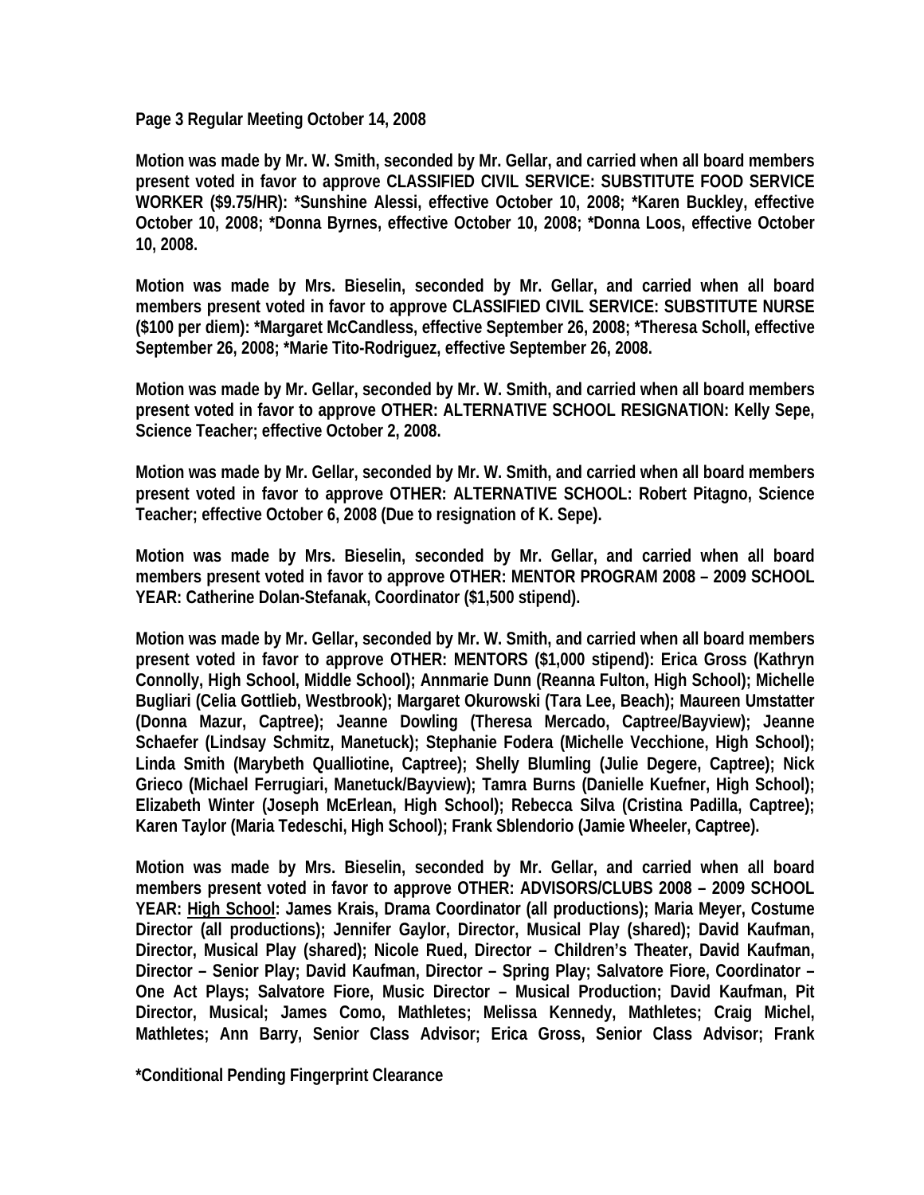**Motion was made by Mr. W. Smith, seconded by Mr. Gellar, and carried when all board members present voted in favor to approve CLASSIFIED CIVIL SERVICE: SUBSTITUTE FOOD SERVICE WORKER ($9.75/HR): *Sunshine Alessi, effective October 10, 2008; *Karen Buckley, effective October 10, 2008; *Donna Byrnes, effective October 10, 2008; *Donna Loos, effective October 10, 2008.**

**Motion was made by Mrs. Bieselin, seconded by Mr. Gellar, and carried when all board members present voted in favor to approve CLASSIFIED CIVIL SERVICE: SUBSTITUTE NURSE ($100 per diem): *Margaret McCandless, effective September 26, 2008; *Theresa Scholl, effective September 26, 2008; *Marie Tito-Rodriguez, effective September 26, 2008.**

**Motion was made by Mr. Gellar, seconded by Mr. W. Smith, and carried when all board members present voted in favor to approve OTHER: ALTERNATIVE SCHOOL RESIGNATION: Kelly Sepe, Science Teacher; effective October 2, 2008.**

**Motion was made by Mr. Gellar, seconded by Mr. W. Smith, and carried when all board members present voted in favor to approve OTHER: ALTERNATIVE SCHOOL: Robert Pitagno, Science Teacher; effective October 6, 2008 (Due to resignation of K. Sepe).**

**Motion was made by Mrs. Bieselin, seconded by Mr. Gellar, and carried when all board members present voted in favor to approve OTHER: MENTOR PROGRAM 2008 – 2009 SCHOOL YEAR: Catherine Dolan-Stefanak, Coordinator ($1,500 stipend).**

**Motion was made by Mr. Gellar, seconded by Mr. W. Smith, and carried when all board members present voted in favor to approve OTHER: MENTORS ($1,000 stipend): Erica Gross (Kathryn Connolly, High School, Middle School); Annmarie Dunn (Reanna Fulton, High School); Michelle Bugliari (Celia Gottlieb, Westbrook); Margaret Okurowski (Tara Lee, Beach); Maureen Umstatter (Donna Mazur, Captree); Jeanne Dowling (Theresa Mercado, Captree/Bayview); Jeanne Schaefer (Lindsay Schmitz, Manetuck); Stephanie Fodera (Michelle Vecchione, High School); Linda Smith (Marybeth Qualliotine, Captree); Shelly Blumling (Julie Degere, Captree); Nick Grieco (Michael Ferrugiari, Manetuck/Bayview); Tamra Burns (Danielle Kuefner, High School); Elizabeth Winter (Joseph McErlean, High School); Rebecca Silva (Cristina Padilla, Captree); Karen Taylor (Maria Tedeschi, High School); Frank Sblendorio (Jamie Wheeler, Captree).**

**Motion was made by Mrs. Bieselin, seconded by Mr. Gellar, and carried when all board members present voted in favor to approve OTHER: ADVISORS/CLUBS 2008 – 2009 SCHOOL YEAR: <u>High School</u>: James Krais, Drama Coordinator (all productions); Maria Meyer, Costume Director (all productions); Jennifer Gaylor, Director, Musical Play (shared); David Kaufman, Director, Musical Play (shared); Nicole Rued, Director – Children's Theater, David Kaufman, Director – Senior Play; David Kaufman, Director – Spring Play; Salvatore Fiore, Coordinator – One Act Plays; Salvatore Fiore, Music Director – Musical Production; David Kaufman, Pit Director, Musical; James Como, Mathletes; Melissa Kennedy, Mathletes; Craig Michel, Mathletes; Ann Barry, Senior Class Advisor; Erica Gross, Senior Class Advisor; Frank**

**\*Conditional Pending Fingerprint Clearance**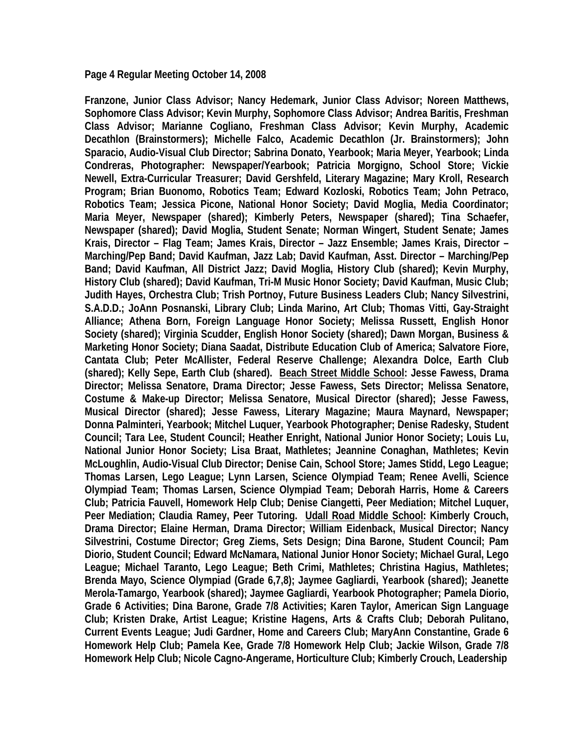**Franzone, Junior Class Advisor; Nancy Hedemark, Junior Class Advisor; Noreen Matthews, Sophomore Class Advisor; Kevin Murphy, Sophomore Class Advisor; Andrea Baritis, Freshman Class Advisor; Marianne Cogliano, Freshman Class Advisor; Kevin Murphy, Academic Decathlon (Brainstormers); Michelle Falco, Academic Decathlon (Jr. Brainstormers); John Sparacio, Audio-Visual Club Director; Sabrina Donato, Yearbook; Maria Meyer, Yearbook; Linda Condreras, Photographer: Newspaper/Yearbook; Patricia Morgigno, School Store; Vickie Newell, Extra-Curricular Treasurer; David Gershfeld, Literary Magazine; Mary Kroll, Research Program; Brian Buonomo, Robotics Team; Edward Kozloski, Robotics Team; John Petraco, Robotics Team; Jessica Picone, National Honor Society; David Moglia, Media Coordinator; Maria Meyer, Newspaper (shared); Kimberly Peters, Newspaper (shared); Tina Schaefer, Newspaper (shared); David Moglia, Student Senate; Norman Wingert, Student Senate; James Krais, Director – Flag Team; James Krais, Director – Jazz Ensemble; James Krais, Director – Marching/Pep Band; David Kaufman, Jazz Lab; David Kaufman, Asst. Director – Marching/Pep Band; David Kaufman, All District Jazz; David Moglia, History Club (shared); Kevin Murphy, History Club (shared); David Kaufman, Tri-M Music Honor Society; David Kaufman, Music Club; Judith Hayes, Orchestra Club; Trish Portnoy, Future Business Leaders Club; Nancy Silvestrini, S.A.D.D.; JoAnn Posnanski, Library Club; Linda Marino, Art Club; Thomas Vitti, Gay-Straight Alliance; Athena Born, Foreign Language Honor Society; Melissa Russett, English Honor Society (shared); Virginia Scudder, English Honor Society (shared); Dawn Morgan, Business & Marketing Honor Society; Diana Saadat, Distribute Education Club of America; Salvatore Fiore, Cantata Club; Peter McAllister, Federal Reserve Challenge; Alexandra Dolce, Earth Club (shared); Kelly Sepe, Earth Club (shared). Beach Street Middle School: Jesse Fawess, Drama Director; Melissa Senatore, Drama Director; Jesse Fawess, Sets Director; Melissa Senatore, Costume & Make-up Director; Melissa Senatore, Musical Director (shared); Jesse Fawess, Musical Director (shared); Jesse Fawess, Literary Magazine; Maura Maynard, Newspaper; Donna Palminteri, Yearbook; Mitchel Luquer, Yearbook Photographer; Denise Radesky, Student Council; Tara Lee, Student Council; Heather Enright, National Junior Honor Society; Louis Lu, National Junior Honor Society; Lisa Braat, Mathletes; Jeannine Conaghan, Mathletes; Kevin McLoughlin, Audio-Visual Club Director; Denise Cain, School Store; James Stidd, Lego League; Thomas Larsen, Lego League; Lynn Larsen, Science Olympiad Team; Renee Avelli, Science Olympiad Team; Thomas Larsen, Science Olympiad Team; Deborah Harris, Home & Careers Club; Patricia Fauvell, Homework Help Club; Denise Ciangetti, Peer Mediation; Mitchel Luquer, Peer Mediation; Claudia Ramey, Peer Tutoring. Udall Road Middle School: Kimberly Crouch, Drama Director; Elaine Herman, Drama Director; William Eidenback, Musical Director; Nancy Silvestrini, Costume Director; Greg Ziems, Sets Design; Dina Barone, Student Council; Pam Diorio, Student Council; Edward McNamara, National Junior Honor Society; Michael Gural, Lego League; Michael Taranto, Lego League; Beth Crimi, Mathletes; Christina Hagius, Mathletes; Brenda Mayo, Science Olympiad (Grade 6,7,8); Jaymee Gagliardi, Yearbook (shared); Jeanette Merola-Tamargo, Yearbook (shared); Jaymee Gagliardi, Yearbook Photographer; Pamela Diorio, Grade 6 Activities; Dina Barone, Grade 7/8 Activities; Karen Taylor, American Sign Language Club; Kristen Drake, Artist League; Kristine Hagens, Arts & Crafts Club; Deborah Pulitano, Current Events League; Judi Gardner, Home and Careers Club; MaryAnn Constantine, Grade 6 Homework Help Club; Pamela Kee, Grade 7/8 Homework Help Club; Jackie Wilson, Grade 7/8 Homework Help Club; Nicole Cagno-Angerame, Horticulture Club; Kimberly Crouch, Leadership**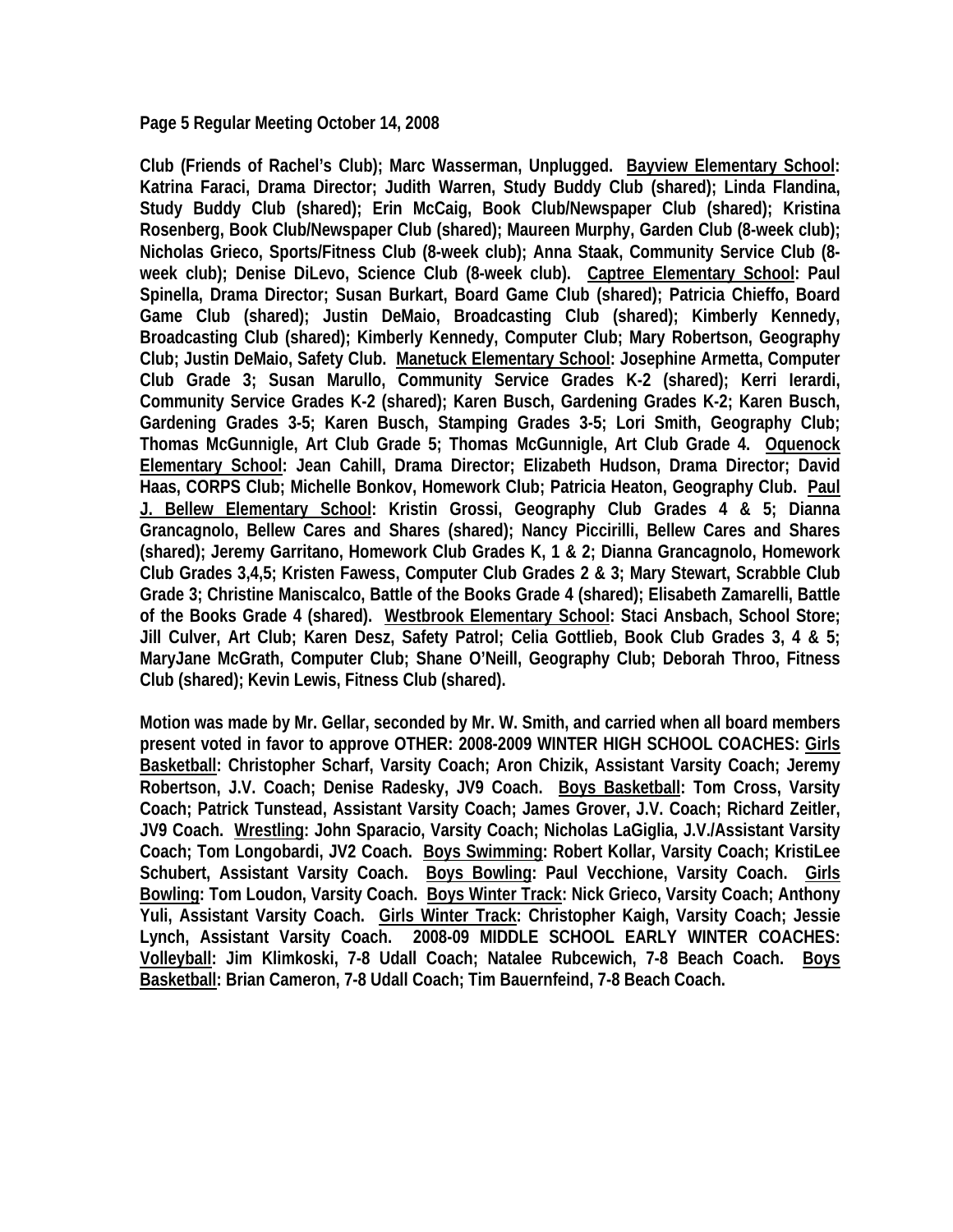**Club (Friends of Rachel's Club); Marc Wasserman, Unplugged. Bayview Elementary School: Katrina Faraci, Drama Director; Judith Warren, Study Buddy Club (shared); Linda Flandina, Study Buddy Club (shared); Erin McCaig, Book Club/Newspaper Club (shared); Kristina Rosenberg, Book Club/Newspaper Club (shared); Maureen Murphy, Garden Club (8-week club); Nicholas Grieco, Sports/Fitness Club (8-week club); Anna Staak, Community Service Club (8-week club); Denise DiLevo, Science Club (8-week club). Captree Elementary School: Paul Spinella, Drama Director; Susan Burkart, Board Game Club (shared); Patricia Chieffo, Board Game Club (shared); Justin DeMaio, Broadcasting Club (shared); Kimberly Kennedy, Broadcasting Club (shared); Kimberly Kennedy, Computer Club; Mary Robertson, Geography Club; Justin DeMaio, Safety Club. Manetuck Elementary School: Josephine Armetta, Computer Club Grade 3; Susan Marullo, Community Service Grades K-2 (shared); Kerri Ierardi, Community Service Grades K-2 (shared); Karen Busch, Gardening Grades K-2; Karen Busch, Gardening Grades 3-5; Karen Busch, Stamping Grades 3-5; Lori Smith, Geography Club; Thomas McGunnigle, Art Club Grade 5; Thomas McGunnigle, Art Club Grade 4. Oquenock Elementary School: Jean Cahill, Drama Director; Elizabeth Hudson, Drama Director; David Haas, CORPS Club; Michelle Bonkov, Homework Club; Patricia Heaton, Geography Club. Paul J. Bellew Elementary School: Kristin Grossi, Geography Club Grades 4 & 5; Dianna Grancagnolo, Bellew Cares and Shares (shared); Nancy Piccirilli, Bellew Cares and Shares (shared); Jeremy Garritano, Homework Club Grades K, 1 & 2; Dianna Grancagnolo, Homework Club Grades 3,4,5; Kristen Fawess, Computer Club Grades 2 & 3; Mary Stewart, Scrabble Club Grade 3; Christine Maniscalco, Battle of the Books Grade 4 (shared); Elisabeth Zamarelli, Battle of the Books Grade 4 (shared). Westbrook Elementary School: Staci Ansbach, School Store; Jill Culver, Art Club; Karen Desz, Safety Patrol; Celia Gottlieb, Book Club Grades 3, 4 & 5; MaryJane McGrath, Computer Club; Shane O'Neill, Geography Club; Deborah Throo, Fitness Club (shared); Kevin Lewis, Fitness Club (shared).**

**Motion was made by Mr. Gellar, seconded by Mr. W. Smith, and carried when all board members present voted in favor to approve OTHER: 2008-2009 WINTER HIGH SCHOOL COACHES: Girls Basketball: Christopher Scharf, Varsity Coach; Aron Chizik, Assistant Varsity Coach; Jeremy Robertson, J.V. Coach; Denise Radesky, JV9 Coach. Boys Basketball: Tom Cross, Varsity Coach; Patrick Tunstead, Assistant Varsity Coach; James Grover, J.V. Coach; Richard Zeitler, JV9 Coach. Wrestling: John Sparacio, Varsity Coach; Nicholas LaGiglia, J.V./Assistant Varsity Coach; Tom Longobardi, JV2 Coach. Boys Swimming: Robert Kollar, Varsity Coach; KristiLee Schubert, Assistant Varsity Coach. Boys Bowling: Paul Vecchione, Varsity Coach. Girls Bowling: Tom Loudon, Varsity Coach. Boys Winter Track: Nick Grieco, Varsity Coach; Anthony Yuli, Assistant Varsity Coach. Girls Winter Track: Christopher Kaigh, Varsity Coach; Jessie Lynch, Assistant Varsity Coach. 2008-09 MIDDLE SCHOOL EARLY WINTER COACHES: Volleyball: Jim Klimkoski, 7-8 Udall Coach; Natalee Rubcewich, 7-8 Beach Coach. Boys Basketball: Brian Cameron, 7-8 Udall Coach; Tim Bauernfeind, 7-8 Beach Coach.**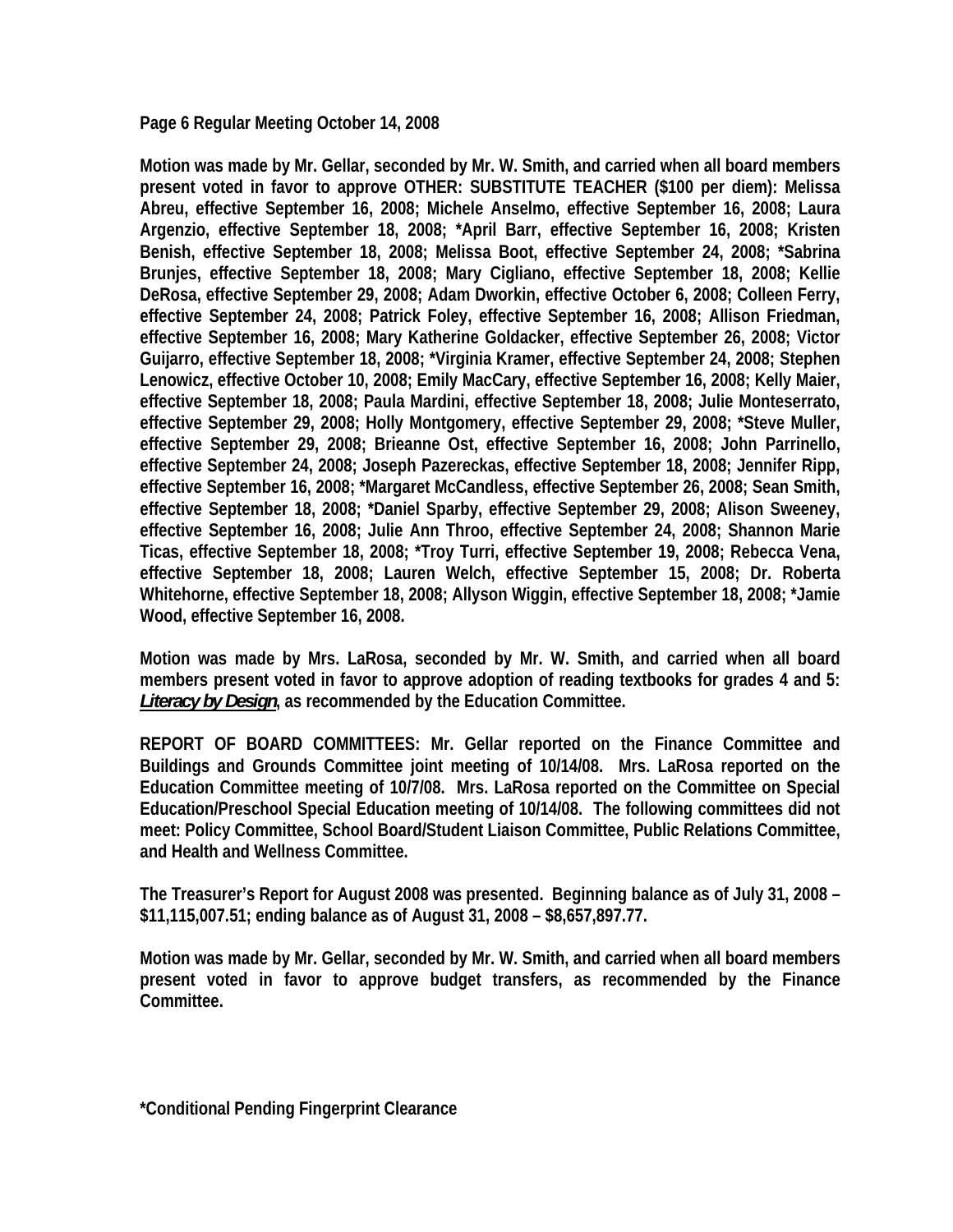**Page 6 Regular Meeting October 14, 2008**

**Motion was made by Mr. Gellar, seconded by Mr. W. Smith, and carried when all board members present voted in favor to approve OTHER: SUBSTITUTE TEACHER ($100 per diem): Melissa Abreu, effective September 16, 2008; Michele Anselmo, effective September 16, 2008; Laura Argenzio, effective September 18, 2008; *April Barr, effective September 16, 2008; Kristen Benish, effective September 18, 2008; Melissa Boot, effective September 24, 2008; *Sabrina Brunjes, effective September 18, 2008; Mary Cigliano, effective September 18, 2008; Kellie DeRosa, effective September 29, 2008; Adam Dworkin, effective October 6, 2008; Colleen Ferry, effective September 24, 2008; Patrick Foley, effective September 16, 2008; Allison Friedman, effective September 16, 2008; Mary Katherine Goldacker, effective September 26, 2008; Victor Guijarro, effective September 18, 2008; *Virginia Kramer, effective September 24, 2008; Stephen Lenowicz, effective October 10, 2008; Emily MacCary, effective September 16, 2008; Kelly Maier, effective September 18, 2008; Paula Mardini, effective September 18, 2008; Julie Monteserrato, effective September 29, 2008; Holly Montgomery, effective September 29, 2008; *Steve Muller, effective September 29, 2008; Brieanne Ost, effective September 16, 2008; John Parrinello, effective September 24, 2008; Joseph Pazereckas, effective September 18, 2008; Jennifer Ripp, effective September 16, 2008; *Margaret McCandless, effective September 26, 2008; Sean Smith, effective September 18, 2008; *Daniel Sparby, effective September 29, 2008; Alison Sweeney, effective September 16, 2008; Julie Ann Throo, effective September 24, 2008; Shannon Marie Ticas, effective September 18, 2008; *Troy Turri, effective September 19, 2008; Rebecca Vena, effective September 18, 2008; Lauren Welch, effective September 15, 2008; Dr. Roberta Whitehorne, effective September 18, 2008; Allyson Wiggin, effective September 18, 2008; *Jamie Wood, effective September 16, 2008.**

**Motion was made by Mrs. LaRosa, seconded by Mr. W. Smith, and carried when all board members present voted in favor to approve adoption of reading textbooks for grades 4 and 5: *Literacy by Design*, as recommended by the Education Committee.**

**REPORT OF BOARD COMMITTEES: Mr. Gellar reported on the Finance Committee and Buildings and Grounds Committee joint meeting of 10/14/08. Mrs. LaRosa reported on the Education Committee meeting of 10/7/08. Mrs. LaRosa reported on the Committee on Special Education/Preschool Special Education meeting of 10/14/08. The following committees did not meet: Policy Committee, School Board/Student Liaison Committee, Public Relations Committee, and Health and Wellness Committee.**

**The Treasurer's Report for August 2008 was presented. Beginning balance as of July 31, 2008 – $11,115,007.51; ending balance as of August 31, 2008 – $8,657,897.77.**

**Motion was made by Mr. Gellar, seconded by Mr. W. Smith, and carried when all board members present voted in favor to approve budget transfers, as recommended by the Finance Committee.**

**\*Conditional Pending Fingerprint Clearance**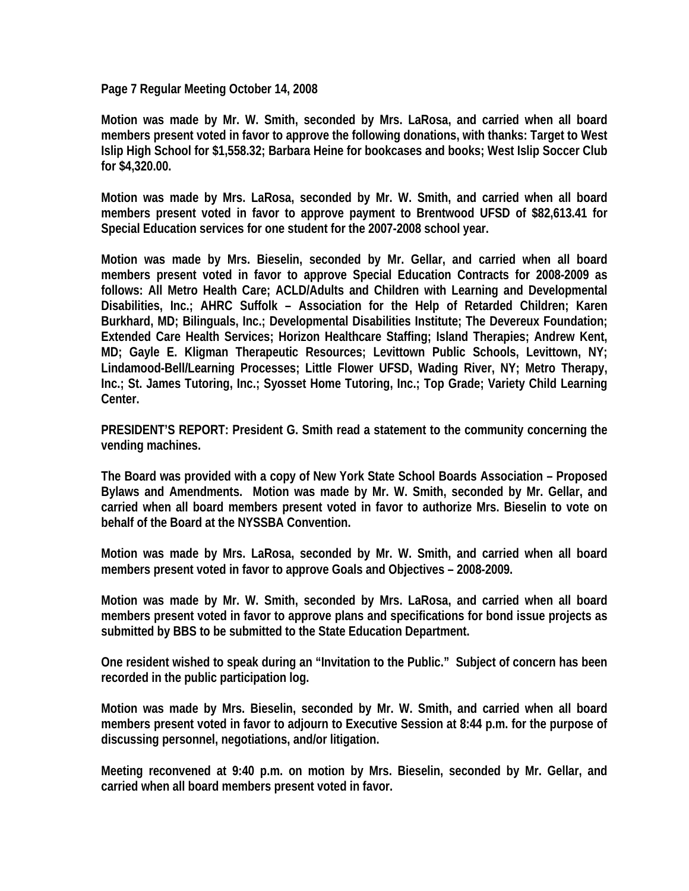**Motion was made by Mr. W. Smith, seconded by Mrs. LaRosa, and carried when all board members present voted in favor to approve the following donations, with thanks: Target to West Islip High School for $1,558.32; Barbara Heine for bookcases and books; West Islip Soccer Club for $4,320.00.**

**Motion was made by Mrs. LaRosa, seconded by Mr. W. Smith, and carried when all board members present voted in favor to approve payment to Brentwood UFSD of $82,613.41 for Special Education services for one student for the 2007-2008 school year.**

**Motion was made by Mrs. Bieselin, seconded by Mr. Gellar, and carried when all board members present voted in favor to approve Special Education Contracts for 2008-2009 as follows: All Metro Health Care; ACLD/Adults and Children with Learning and Developmental Disabilities, Inc.; AHRC Suffolk – Association for the Help of Retarded Children; Karen Burkhard, MD; Bilinguals, Inc.; Developmental Disabilities Institute; The Devereux Foundation; Extended Care Health Services; Horizon Healthcare Staffing; Island Therapies; Andrew Kent, MD; Gayle E. Kligman Therapeutic Resources; Levittown Public Schools, Levittown, NY; Lindamood-Bell/Learning Processes; Little Flower UFSD, Wading River, NY; Metro Therapy, Inc.; St. James Tutoring, Inc.; Syosset Home Tutoring, Inc.; Top Grade; Variety Child Learning Center.**

**PRESIDENT'S REPORT: President G. Smith read a statement to the community concerning the vending machines.**

**The Board was provided with a copy of New York State School Boards Association – Proposed Bylaws and Amendments. Motion was made by Mr. W. Smith, seconded by Mr. Gellar, and carried when all board members present voted in favor to authorize Mrs. Bieselin to vote on behalf of the Board at the NYSSBA Convention.**

**Motion was made by Mrs. LaRosa, seconded by Mr. W. Smith, and carried when all board members present voted in favor to approve Goals and Objectives – 2008-2009.**

**Motion was made by Mr. W. Smith, seconded by Mrs. LaRosa, and carried when all board members present voted in favor to approve plans and specifications for bond issue projects as submitted by BBS to be submitted to the State Education Department.**

**One resident wished to speak during an "Invitation to the Public." Subject of concern has been recorded in the public participation log.**

**Motion was made by Mrs. Bieselin, seconded by Mr. W. Smith, and carried when all board members present voted in favor to adjourn to Executive Session at 8:44 p.m. for the purpose of discussing personnel, negotiations, and/or litigation.**

**Meeting reconvened at 9:40 p.m. on motion by Mrs. Bieselin, seconded by Mr. Gellar, and carried when all board members present voted in favor.**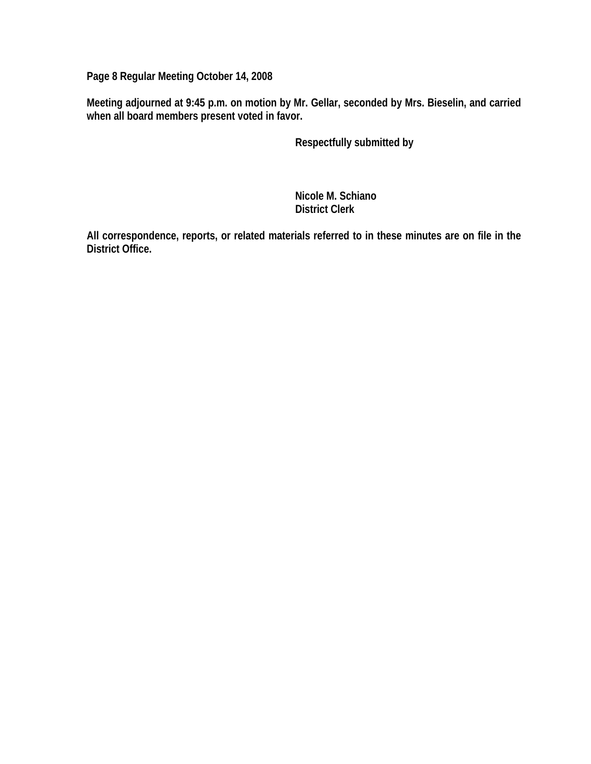**Page 8 Regular Meeting October 14, 2008**

**Meeting adjourned at 9:45 p.m. on motion by Mr. Gellar, seconded by Mrs. Bieselin, and carried when all board members present voted in favor.**

**Respectfully submitted by**

**Nicole M. Schiano**
**District Clerk**

**All correspondence, reports, or related materials referred to in these minutes are on file in the District Office.**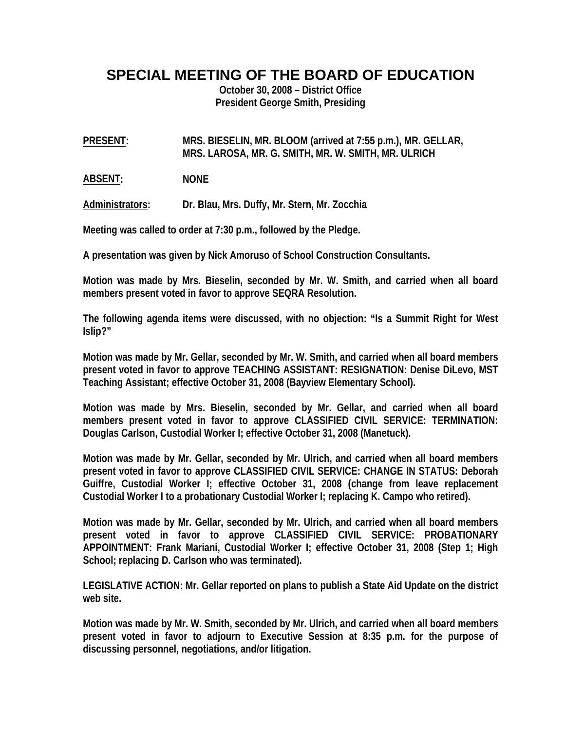# SPECIAL MEETING OF THE BOARD OF EDUCATION

**October 30, 2008 – District Office**
**President George Smith, Presiding**

**PRESENT:** MRS. BIESELIN, MR. BLOOM (arrived at 7:55 p.m.), MR. GELLAR, MRS. LAROSA, MR. G. SMITH, MR. W. SMITH, MR. ULRICH

**ABSENT:** NONE

**Administrators:** Dr. Blau, Mrs. Duffy, Mr. Stern, Mr. Zocchia

Meeting was called to order at 7:30 p.m., followed by the Pledge.

A presentation was given by Nick Amoruso of School Construction Consultants.

Motion was made by Mrs. Bieselin, seconded by Mr. W. Smith, and carried when all board members present voted in favor to approve SEQRA Resolution.

The following agenda items were discussed, with no objection: "Is a Summit Right for West Islip?"

Motion was made by Mr. Gellar, seconded by Mr. W. Smith, and carried when all board members present voted in favor to approve TEACHING ASSISTANT: RESIGNATION: Denise DiLevo, MST Teaching Assistant; effective October 31, 2008 (Bayview Elementary School).

Motion was made by Mrs. Bieselin, seconded by Mr. Gellar, and carried when all board members present voted in favor to approve CLASSIFIED CIVIL SERVICE: TERMINATION: Douglas Carlson, Custodial Worker I; effective October 31, 2008 (Manetuck).

Motion was made by Mr. Gellar, seconded by Mr. Ulrich, and carried when all board members present voted in favor to approve CLASSIFIED CIVIL SERVICE: CHANGE IN STATUS: Deborah Guiffre, Custodial Worker I; effective October 31, 2008 (change from leave replacement Custodial Worker I to a probationary Custodial Worker I; replacing K. Campo who retired).

Motion was made by Mr. Gellar, seconded by Mr. Ulrich, and carried when all board members present voted in favor to approve CLASSIFIED CIVIL SERVICE: PROBATIONARY APPOINTMENT: Frank Mariani, Custodial Worker I; effective October 31, 2008 (Step 1; High School; replacing D. Carlson who was terminated).

LEGISLATIVE ACTION: Mr. Gellar reported on plans to publish a State Aid Update on the district web site.

Motion was made by Mr. W. Smith, seconded by Mr. Ulrich, and carried when all board members present voted in favor to adjourn to Executive Session at 8:35 p.m. for the purpose of discussing personnel, negotiations, and/or litigation.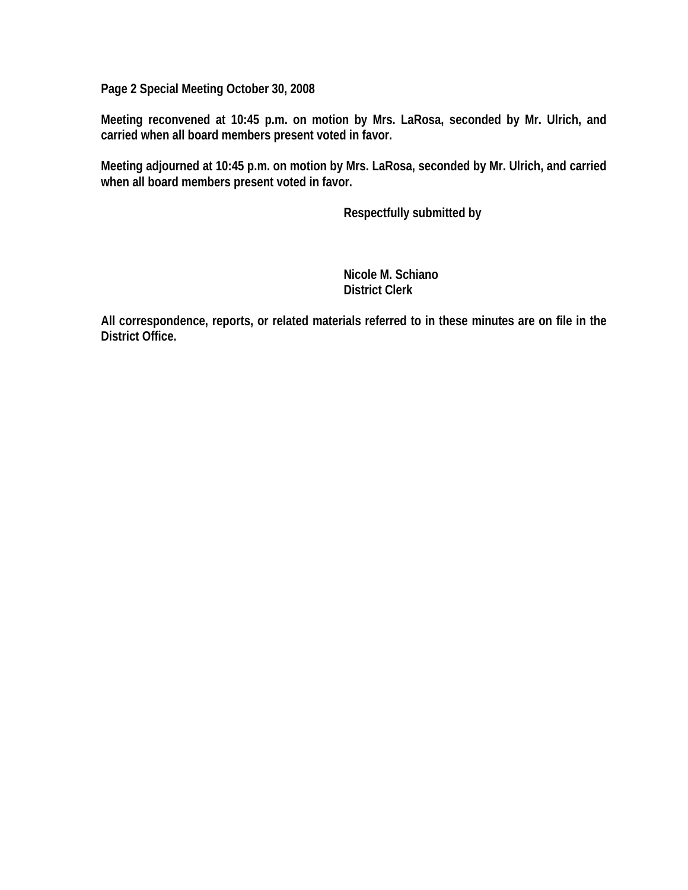**Page 2 Special Meeting October 30, 2008**

**Meeting reconvened at 10:45 p.m. on motion by Mrs. LaRosa, seconded by Mr. Ulrich, and carried when all board members present voted in favor.**

**Meeting adjourned at 10:45 p.m. on motion by Mrs. LaRosa, seconded by Mr. Ulrich, and carried when all board members present voted in favor.**

**Respectfully submitted by**

**Nicole M. Schiano**
**District Clerk**

**All correspondence, reports, or related materials referred to in these minutes are on file in the District Office.**